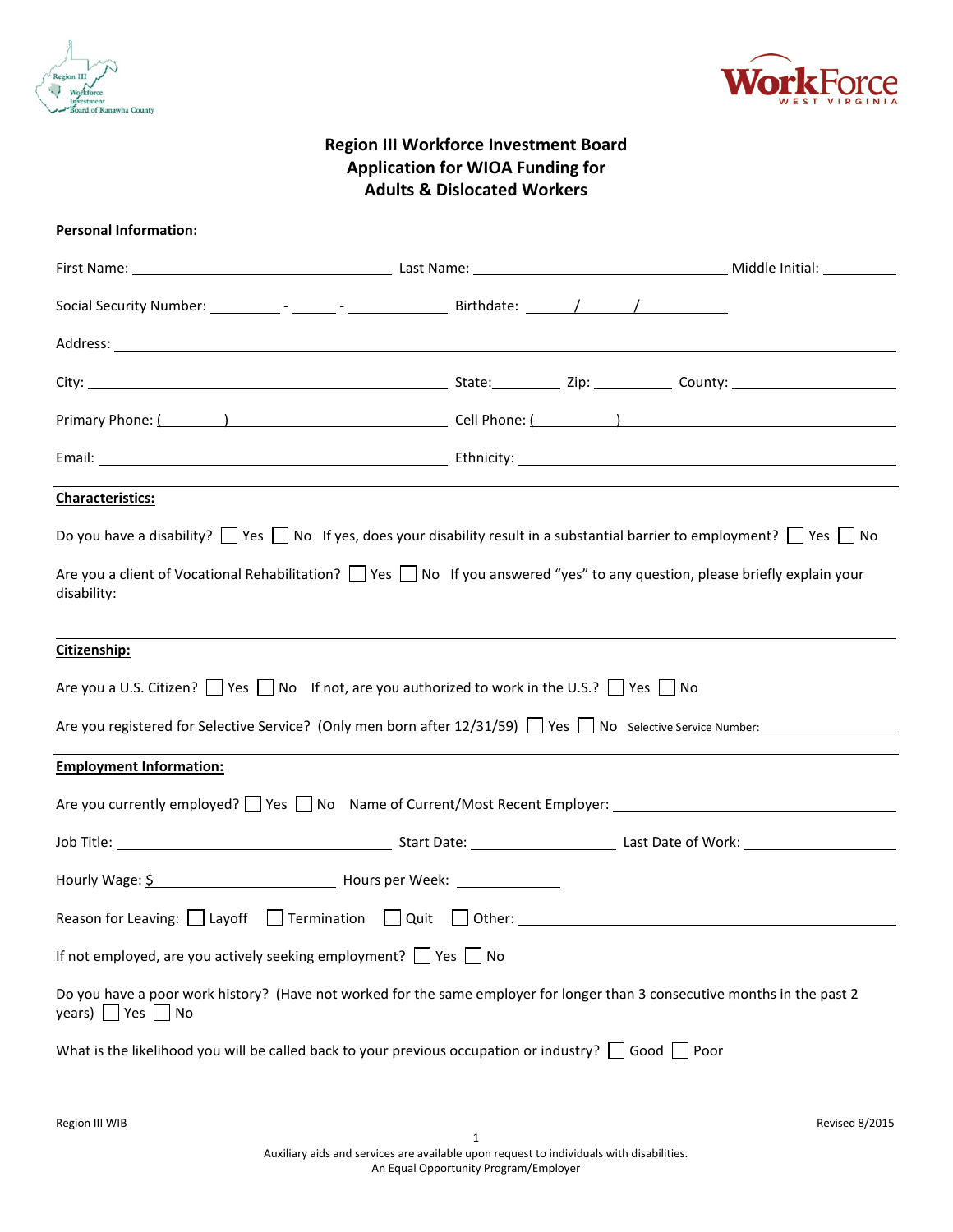# Region III Workforce Investment Board
## Application for WIOA Funding for Adults & Dislocated Workers

**Personal Information:**

First Name: ______________________ Last Name: ______________________ Middle Initial: ________

Social Security Number: ________ - ______ - __________ Birthdate: _____/_____/__________

Address: ________________________________________________

City: ______________________ State: ________ Zip: __________ County: ______________________

Primary Phone: (________) ______________________ Cell Phone: (__________) ______________________

Email: ______________________ Ethnicity: ______________________

**Characteristics:**

Do you have a disability? ☐ Yes ☐ No If yes, does your disability result in a substantial barrier to employment? ☐ Yes ☐ No

Are you a client of Vocational Rehabilitation? ☐ Yes ☐ No If you answered "yes" to any question, please briefly explain your disability:

**Citizenship:**

Are you a U.S. Citizen? ☐ Yes ☐ No If not, are you authorized to work in the U.S.? ☐ Yes ☐ No

Are you registered for Selective Service? (Only men born after 12/31/59) ☐ Yes ☐ No Selective Service Number: ______________

**Employment Information:**

Are you currently employed? ☐ Yes ☐ No Name of Current/Most Recent Employer: ______________________

Job Title: ______________________ Start Date: ______________ Last Date of Work: ______________

Hourly Wage: $ ______________ Hours per Week: __________

Reason for Leaving: ☐ Layoff ☐ Termination ☐ Quit ☐ Other: ______________________

If not employed, are you actively seeking employment? ☐ Yes ☐ No

Do you have a poor work history? (Have not worked for the same employer for longer than 3 consecutive months in the past 2 years) ☐ Yes ☐ No

What is the likelihood you will be called back to your previous occupation or industry? ☐ Good ☐ Poor

Auxiliary aids and services are available upon request to individuals with disabilities.
An Equal Opportunity Program/Employer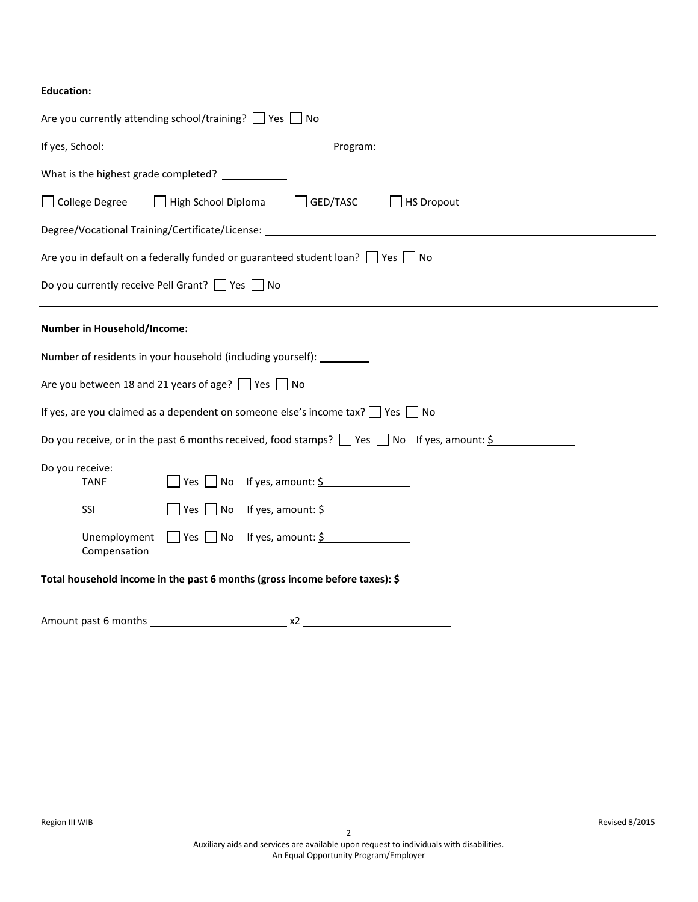**Education:**

Are you currently attending school/training? ☐ Yes ☐ No

If yes, School: ______________________ Program: ______________________

What is the highest grade completed? __________

☐ College Degree ☐ High School Diploma ☐ GED/TASC ☐ HS Dropout

Degree/Vocational Training/Certificate/License: ______________________

Are you in default on a federally funded or guaranteed student loan? ☐ Yes ☐ No

Do you currently receive Pell Grant? ☐ Yes ☐ No

---

**Number in Household/Income:**

Number of residents in your household (including yourself): ________

Are you between 18 and 21 years of age? ☐ Yes ☐ No

If yes, are you claimed as a dependent on someone else's income tax? ☐ Yes ☐ No

Do you receive, or in the past 6 months received, food stamps? ☐ Yes ☐ No If yes, amount: $____________

Do you receive:

- TANF ☐ Yes ☐ No If yes, amount: $____________
- SSI ☐ Yes ☐ No If yes, amount: $____________
- Unemployment Compensation ☐ Yes ☐ No If yes, amount: $____________

**Total household income in the past 6 months (gross income before taxes): $**____________

Amount past 6 months ____________ x2 ____________

Region III WIB

Revised 8/2015

Auxiliary aids and services are available upon request to individuals with disabilities.
An Equal Opportunity Program/Employer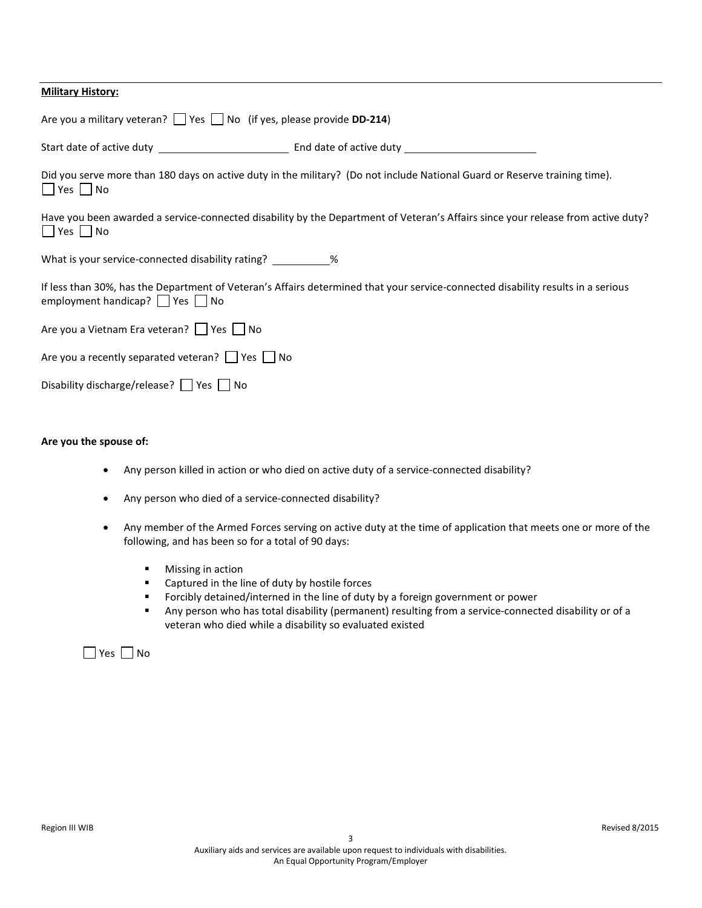**Military History:**

Are you a military veteran? ☐ Yes ☐ No (if yes, please provide **DD-214**)

Start date of active duty \_\_\_\_\_\_\_\_\_\_\_\_\_\_\_\_\_\_\_\_\_\_ End date of active duty \_\_\_\_\_\_\_\_\_\_\_\_\_\_\_\_\_\_\_\_\_\_

Did you serve more than 180 days on active duty in the military? (Do not include National Guard or Reserve training time).
☐ Yes ☐ No

Have you been awarded a service-connected disability by the Department of Veteran's Affairs since your release from active duty?
☐ Yes ☐ No

What is your service-connected disability rating? \_\_\_\_\_\_\_\_\_\_%

If less than 30%, has the Department of Veteran's Affairs determined that your service-connected disability results in a serious employment handicap? ☐ Yes ☐ No

Are you a Vietnam Era veteran? ☐ Yes ☐ No

Are you a recently separated veteran? ☐ Yes ☐ No

Disability discharge/release? ☐ Yes ☐ No

**Are you the spouse of:**

- Any person killed in action or who died on active duty of a service-connected disability?
- Any person who died of a service-connected disability?
- Any member of the Armed Forces serving on active duty at the time of application that meets one or more of the following, and has been so for a total of 90 days:
  - Missing in action
  - Captured in the line of duty by hostile forces
  - Forcibly detained/interned in the line of duty by a foreign government or power
  - Any person who has total disability (permanent) resulting from a service-connected disability or of a veteran who died while a disability so evaluated existed

☐ Yes ☐ No

Region III WIB

Revised 8/2015

Auxiliary aids and services are available upon request to individuals with disabilities.
An Equal Opportunity Program/Employer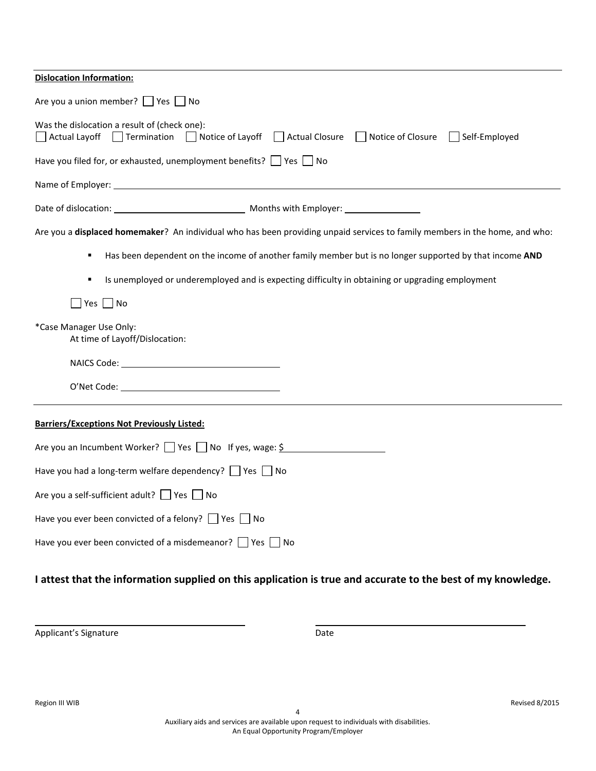**Dislocation Information:**

Are you a union member? ☐ Yes ☐ No

Was the dislocation a result of (check one):
☐ Actual Layoff ☐ Termination ☐ Notice of Layoff ☐ Actual Closure ☐ Notice of Closure ☐ Self-Employed

Have you filed for, or exhausted, unemployment benefits? ☐ Yes ☐ No

Name of Employer: ______________________________

Date of dislocation: ______________________ Months with Employer: ______________

Are you a **displaced homemaker**? An individual who has been providing unpaid services to family members in the home, and who:

- Has been dependent on the income of another family member but is no longer supported by that income **AND**
- Is unemployed or underemployed and is expecting difficulty in obtaining or upgrading employment

☐ Yes ☐ No

*Case Manager Use Only:
At time of Layoff/Dislocation:

NAICS Code: ______________________

O'Net Code: ______________________

**Barriers/Exceptions Not Previously Listed:**

Are you an Incumbent Worker? ☐ Yes ☐ No If yes, wage: $______________

Have you had a long-term welfare dependency? ☐ Yes ☐ No

Are you a self-sufficient adult? ☐ Yes ☐ No

Have you ever been convicted of a felony? ☐ Yes ☐ No

Have you ever been convicted of a misdemeanor? ☐ Yes ☐ No

**I attest that the information supplied on this application is true and accurate to the best of my knowledge.**

______________________________ ______________________________
Applicant's Signature Date

Region III WIB Revised 8/2015

Auxiliary aids and services are available upon request to individuals with disabilities.
An Equal Opportunity Program/Employer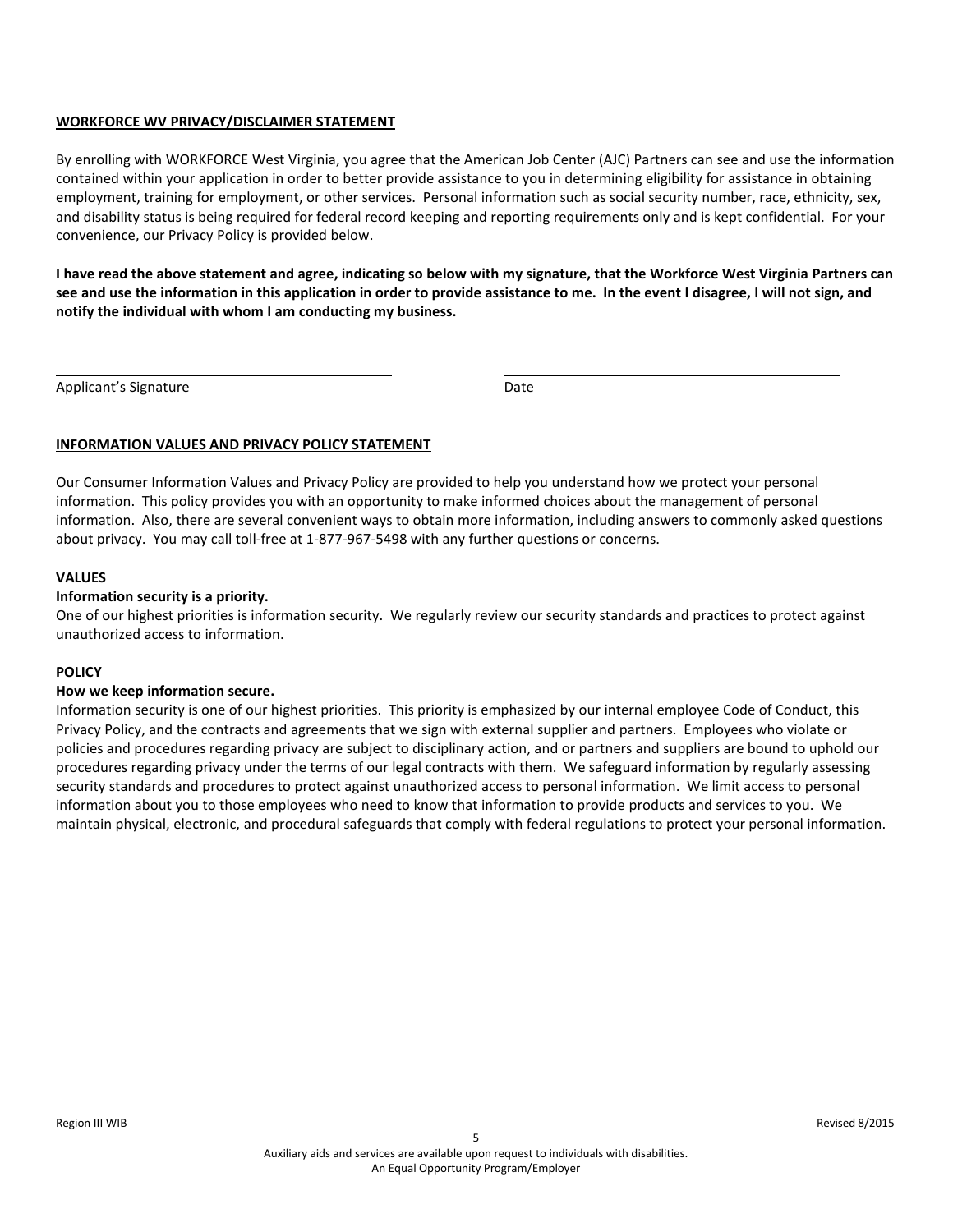## WORKFORCE WV PRIVACY/DISCLAIMER STATEMENT

By enrolling with WORKFORCE West Virginia, you agree that the American Job Center (AJC) Partners can see and use the information contained within your application in order to better provide assistance to you in determining eligibility for assistance in obtaining employment, training for employment, or other services. Personal information such as social security number, race, ethnicity, sex, and disability status is being required for federal record keeping and reporting requirements only and is kept confidential. For your convenience, our Privacy Policy is provided below.

**I have read the above statement and agree, indicating so below with my signature, that the Workforce West Virginia Partners can see and use the information in this application in order to provide assistance to me. In the event I disagree, I will not sign, and notify the individual with whom I am conducting my business.**

\_\_\_\_\_\_\_\_\_\_\_\_\_\_\_\_\_\_\_\_\_\_\_\_\_\_\_\_\_\_\_\_\_\_\_\_ \_\_\_\_\_\_\_\_\_\_\_\_\_\_\_\_\_\_\_\_\_\_\_\_\_\_\_\_\_\_\_\_\_\_\_\_

Applicant's Signature Date

## INFORMATION VALUES AND PRIVACY POLICY STATEMENT

Our Consumer Information Values and Privacy Policy are provided to help you understand how we protect your personal information. This policy provides you with an opportunity to make informed choices about the management of personal information. Also, there are several convenient ways to obtain more information, including answers to commonly asked questions about privacy. You may call toll-free at 1-877-967-5498 with any further questions or concerns.

### VALUES

**Information security is a priority.**

One of our highest priorities is information security. We regularly review our security standards and practices to protect against unauthorized access to information.

### POLICY

**How we keep information secure.**

Information security is one of our highest priorities. This priority is emphasized by our internal employee Code of Conduct, this Privacy Policy, and the contracts and agreements that we sign with external supplier and partners. Employees who violate or policies and procedures regarding privacy are subject to disciplinary action, and or partners and suppliers are bound to uphold our procedures regarding privacy under the terms of our legal contracts with them. We safeguard information by regularly assessing security standards and procedures to protect against unauthorized access to personal information. We limit access to personal information about you to those employees who need to know that information to provide products and services to you. We maintain physical, electronic, and procedural safeguards that comply with federal regulations to protect your personal information.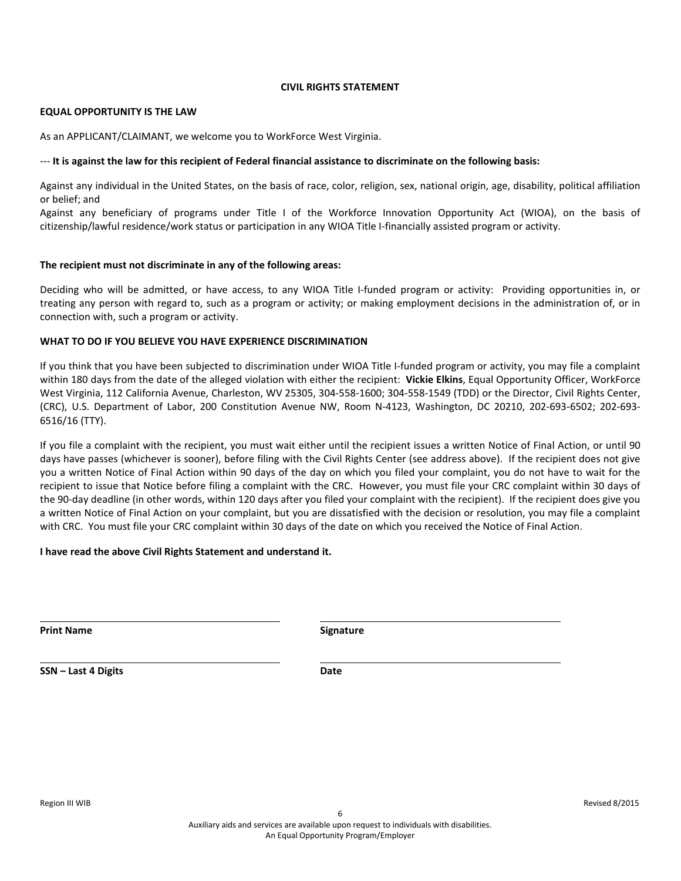## CIVIL RIGHTS STATEMENT

**EQUAL OPPORTUNITY IS THE LAW**

As an APPLICANT/CLAIMANT, we welcome you to WorkForce West Virginia.

--- **It is against the law for this recipient of Federal financial assistance to discriminate on the following basis:**

Against any individual in the United States, on the basis of race, color, religion, sex, national origin, age, disability, political affiliation or belief; and
Against any beneficiary of programs under Title I of the Workforce Innovation Opportunity Act (WIOA), on the basis of citizenship/lawful residence/work status or participation in any WIOA Title I-financially assisted program or activity.

**The recipient must not discriminate in any of the following areas:**

Deciding who will be admitted, or have access, to any WIOA Title I-funded program or activity: Providing opportunities in, or treating any person with regard to, such as a program or activity; or making employment decisions in the administration of, or in connection with, such a program or activity.

**WHAT TO DO IF YOU BELIEVE YOU HAVE EXPERIENCE DISCRIMINATION**

If you think that you have been subjected to discrimination under WIOA Title I-funded program or activity, you may file a complaint within 180 days from the date of the alleged violation with either the recipient: **Vickie Elkins**, Equal Opportunity Officer, WorkForce West Virginia, 112 California Avenue, Charleston, WV 25305, 304-558-1600; 304-558-1549 (TDD) or the Director, Civil Rights Center, (CRC), U.S. Department of Labor, 200 Constitution Avenue NW, Room N-4123, Washington, DC 20210, 202-693-6502; 202-693-6516/16 (TTY).

If you file a complaint with the recipient, you must wait either until the recipient issues a written Notice of Final Action, or until 90 days have passes (whichever is sooner), before filing with the Civil Rights Center (see address above). If the recipient does not give you a written Notice of Final Action within 90 days of the day on which you filed your complaint, you do not have to wait for the recipient to issue that Notice before filing a complaint with the CRC. However, you must file your CRC complaint within 30 days of the 90-day deadline (in other words, within 120 days after you filed your complaint with the recipient). If the recipient does give you a written Notice of Final Action on your complaint, but you are dissatisfied with the decision or resolution, you may file a complaint with CRC. You must file your CRC complaint within 30 days of the date on which you received the Notice of Final Action.

**I have read the above Civil Rights Statement and understand it.**

| | |
|---|---|
| ______________________________ | ______________________________ |
| **Print Name** | **Signature** |
| ______________________________ | ______________________________ |
| **SSN – Last 4 Digits** | **Date** |

Region III WIB

Revised 8/2015

Auxiliary aids and services are available upon request to individuals with disabilities.
An Equal Opportunity Program/Employer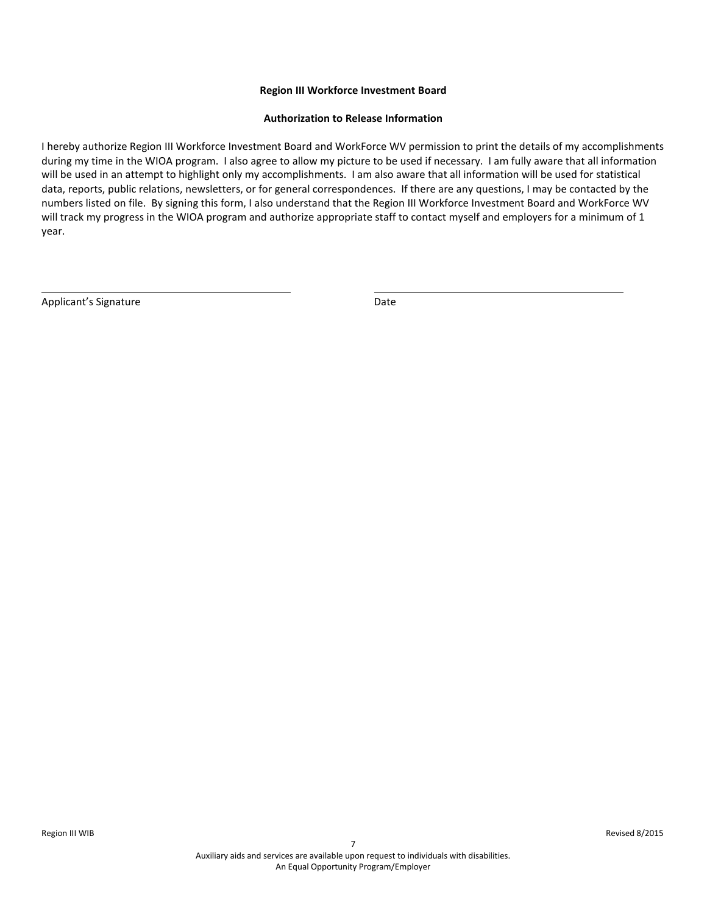**Region III Workforce Investment Board**

**Authorization to Release Information**

I hereby authorize Region III Workforce Investment Board and WorkForce WV permission to print the details of my accomplishments during my time in the WIOA program. I also agree to allow my picture to be used if necessary. I am fully aware that all information will be used in an attempt to highlight only my accomplishments. I am also aware that all information will be used for statistical data, reports, public relations, newsletters, or for general correspondences. If there are any questions, I may be contacted by the numbers listed on file. By signing this form, I also understand that the Region III Workforce Investment Board and WorkForce WV will track my progress in the WIOA program and authorize appropriate staff to contact myself and employers for a minimum of 1 year.

\_\_\_\_\_\_\_\_\_\_\_\_\_\_\_\_\_\_\_\_\_\_\_\_\_\_\_\_\_\_\_\_\_\_\_\_ \_\_\_\_\_\_\_\_\_\_\_\_\_\_\_\_\_\_\_\_\_\_\_\_\_\_\_\_\_\_\_\_\_\_\_\_

Applicant's Signature Date

Auxiliary aids and services are available upon request to individuals with disabilities.
An Equal Opportunity Program/Employer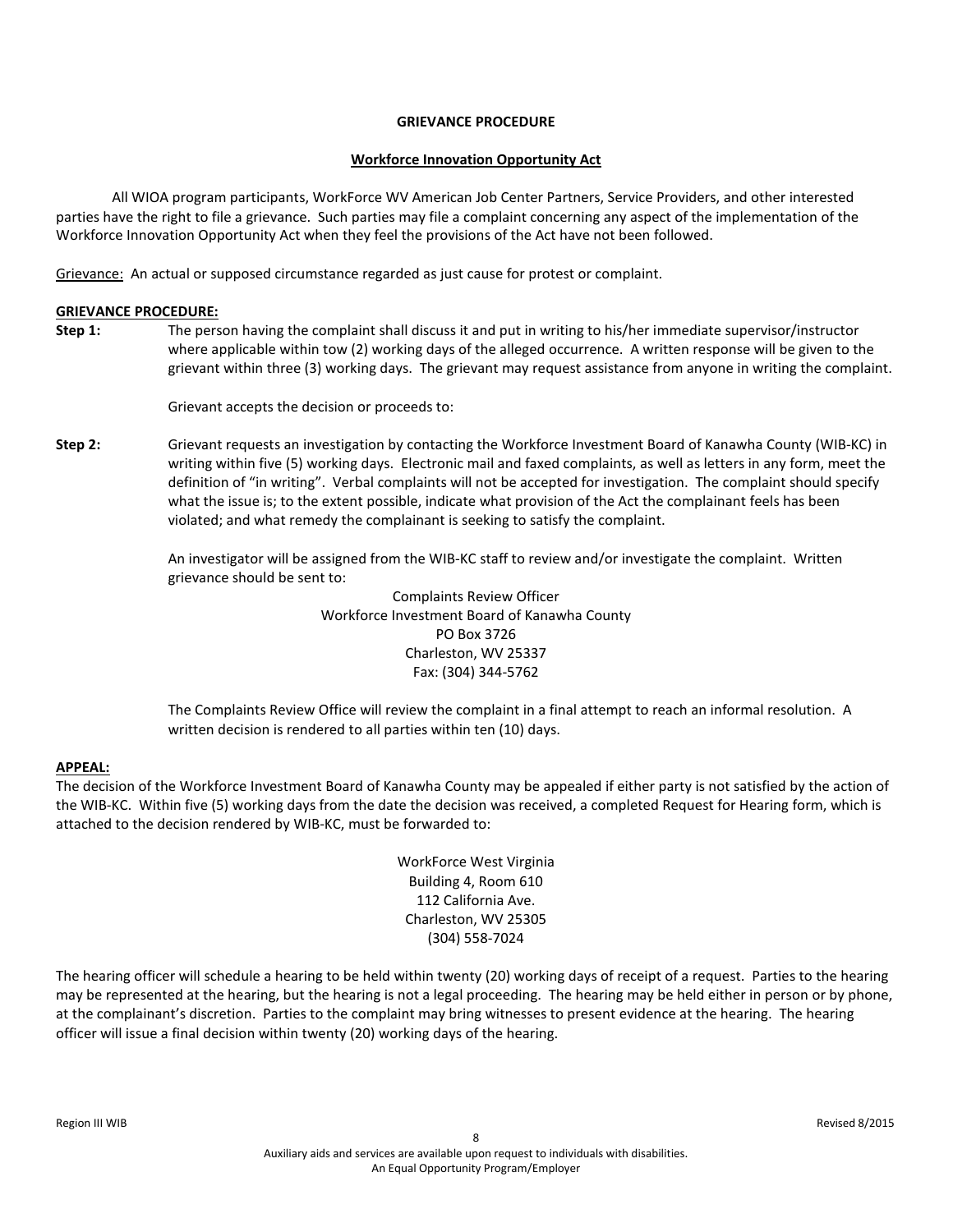# GRIEVANCE PROCEDURE

## Workforce Innovation Opportunity Act

All WIOA program participants, WorkForce WV American Job Center Partners, Service Providers, and other interested parties have the right to file a grievance. Such parties may file a complaint concerning any aspect of the implementation of the Workforce Innovation Opportunity Act when they feel the provisions of the Act have not been followed.

Grievance: An actual or supposed circumstance regarded as just cause for protest or complaint.

### GRIEVANCE PROCEDURE:

**Step 1:** The person having the complaint shall discuss it and put in writing to his/her immediate supervisor/instructor where applicable within tow (2) working days of the alleged occurrence. A written response will be given to the grievant within three (3) working days. The grievant may request assistance from anyone in writing the complaint.

Grievant accepts the decision or proceeds to:

**Step 2:** Grievant requests an investigation by contacting the Workforce Investment Board of Kanawha County (WIB-KC) in writing within five (5) working days. Electronic mail and faxed complaints, as well as letters in any form, meet the definition of "in writing". Verbal complaints will not be accepted for investigation. The complaint should specify what the issue is; to the extent possible, indicate what provision of the Act the complainant feels has been violated; and what remedy the complainant is seeking to satisfy the complaint.

An investigator will be assigned from the WIB-KC staff to review and/or investigate the complaint. Written grievance should be sent to:

Complaints Review Officer
Workforce Investment Board of Kanawha County
PO Box 3726
Charleston, WV 25337
Fax: (304) 344-5762

The Complaints Review Office will review the complaint in a final attempt to reach an informal resolution. A written decision is rendered to all parties within ten (10) days.

### APPEAL:

The decision of the Workforce Investment Board of Kanawha County may be appealed if either party is not satisfied by the action of the WIB-KC. Within five (5) working days from the date the decision was received, a completed Request for Hearing form, which is attached to the decision rendered by WIB-KC, must be forwarded to:

WorkForce West Virginia
Building 4, Room 610
112 California Ave.
Charleston, WV 25305
(304) 558-7024

The hearing officer will schedule a hearing to be held within twenty (20) working days of receipt of a request. Parties to the hearing may be represented at the hearing, but the hearing is not a legal proceeding. The hearing may be held either in person or by phone, at the complainant's discretion. Parties to the complaint may bring witnesses to present evidence at the hearing. The hearing officer will issue a final decision within twenty (20) working days of the hearing.

Auxiliary aids and services are available upon request to individuals with disabilities.
An Equal Opportunity Program/Employer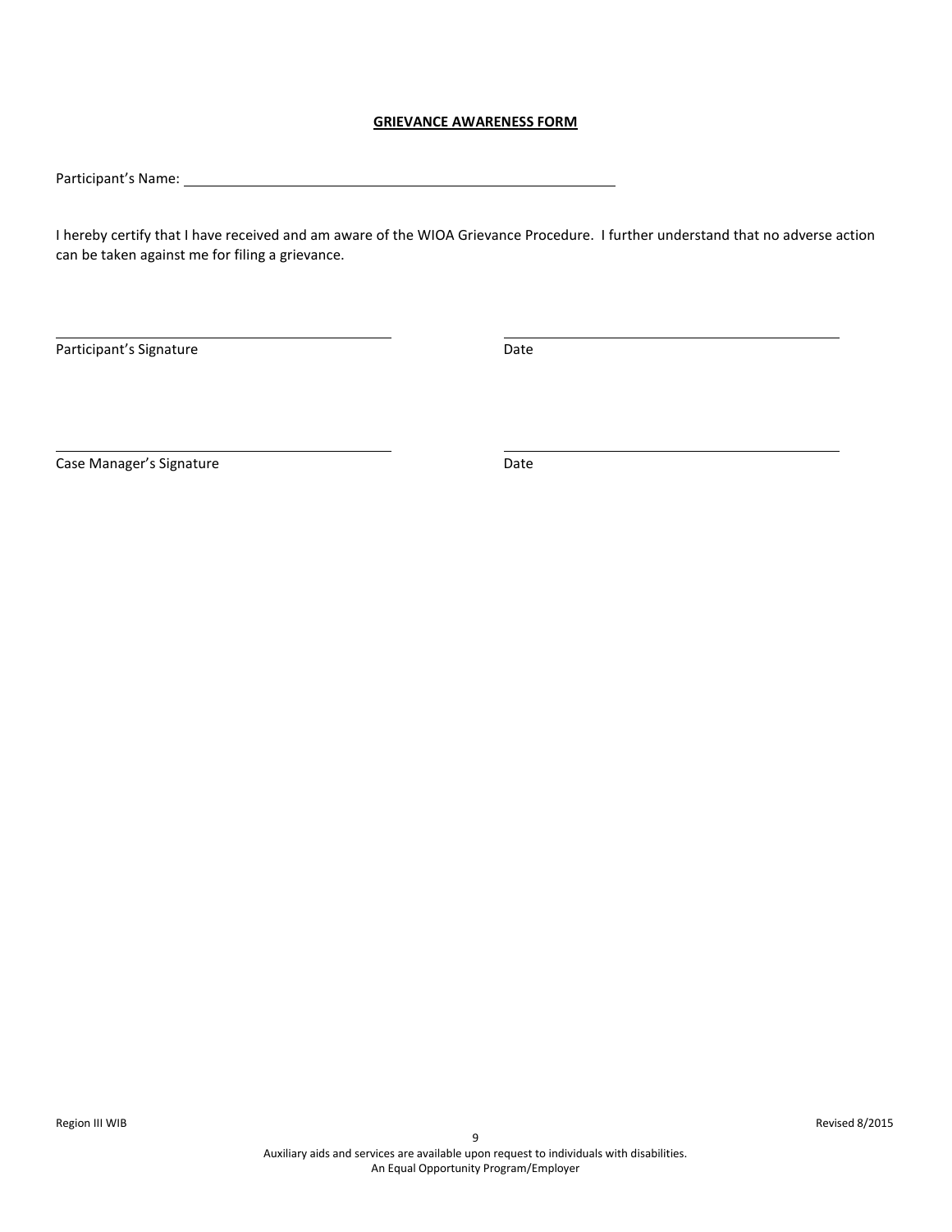**GRIEVANCE AWARENESS FORM**

Participant's Name: ______________________________________________

I hereby certify that I have received and am aware of the WIOA Grievance Procedure. I further understand that no adverse action can be taken against me for filing a grievance.

| | |
|---|---|
| ______________________________ | ______________________________ |
| Participant's Signature | Date |
| ______________________________ | ______________________________ |
| Case Manager's Signature | Date |

Auxiliary aids and services are available upon request to individuals with disabilities.
An Equal Opportunity Program/Employer